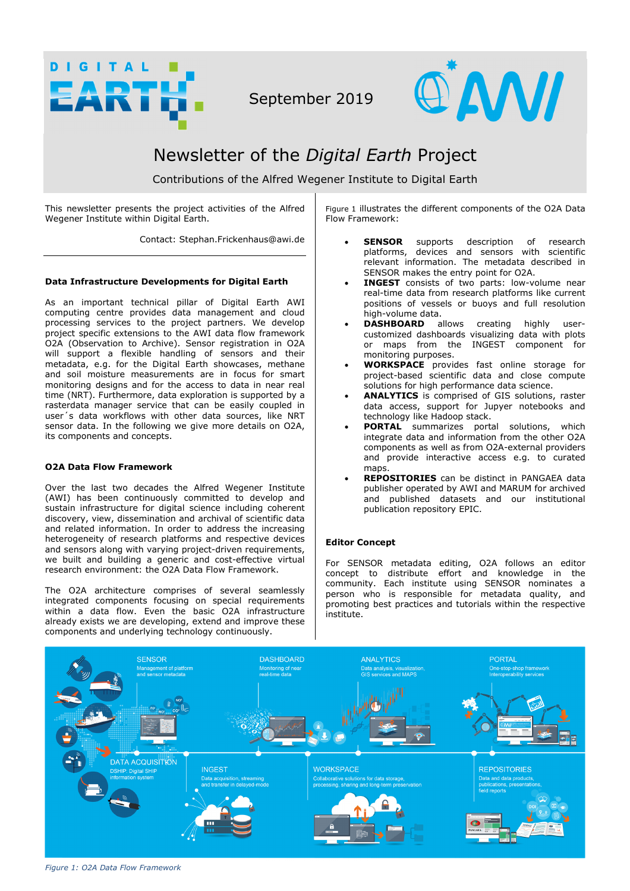September 2019

# Newsletter of the *Digital Earth* Project

Contributions of the Alfred Wegener Institute to Digital Earth

This newsletter presents the project activities of the Alfred Wegener Institute within Digital Earth.

Contact: Stephan.Frickenhaus@awi.de

### Data Infrastructure Developments for Digital Earth

As an important technical pillar of Digital Earth AWI computing centre provides data management and cloud processing services to the project partners. We develop project specific extensions to the AWI data flow framework O2A (Observation to Archive). Sensor registration in O2A will support a flexible handling of sensors and their metadata, e.g. for the Digital Earth showcases, methane and soil moisture measurements are in focus for smart monitoring designs and for the access to data in near real time (NRT). Furthermore, data exploration is supported by a rasterdata manager service that can be easily coupled in user´s data workflows with other data sources, like NRT sensor data. In the following we give more details on O2A, its components and concepts.

### O2A Data Flow Framework

Over the last two decades the Alfred Wegener Institute (AWI) has been continuously committed to develop and sustain infrastructure for digital science including coherent discovery, view, dissemination and archival of scientific data and related information. In order to address the increasing heterogeneity of research platforms and respective devices and sensors along with varying project-driven requirements, we built and building a generic and cost-effective virtual research environment: the O2A Data Flow Framework.

The O2A architecture comprises of several seamlessly integrated components focusing on special requirements within a data flow. Even the basic O2A infrastructure already exists we are developing, extend and improve these components and underlying technology continuously.

Figure 1 illustrates the different components of the O2A Data Flow Framework:

- **SENSOR** supports description of research platforms, devices and sensors with scientific relevant information. The metadata described in SENSOR makes the entry point for O2A.
- **INGEST** consists of two parts: low-volume near real-time data from research platforms like current positions of vessels or buoys and full resolution high-volume data.
- **DASHBOARD** allows creating highly user-customized dashboards visualizing data with plots or maps from the INGEST component for monitoring purposes.
- **WORKSPACE** provides fast online storage for project-based scientific data and close compute solutions for high performance data science.
- **ANALYTICS** is comprised of GIS solutions, raster data access, support for Jupyer notebooks and technology like Hadoop stack.
- **PORTAL** summarizes portal solutions, which integrate data and information from the other O2A components as well as from O2A-external providers and provide interactive access e.g. to curated maps.
- **REPOSITORIES** can be distinct in PANGAEA data publisher operated by AWI and MARUM for archived and published datasets and our institutional publication repository EPIC.

### Editor Concept

For SENSOR metadata editing, O2A follows an editor concept to distribute effort and knowledge in the community. Each institute using SENSOR nominates a person who is responsible for metadata quality, and promoting best practices and tutorials within the respective institute.

*Figure 1: O2A Data Flow Framework*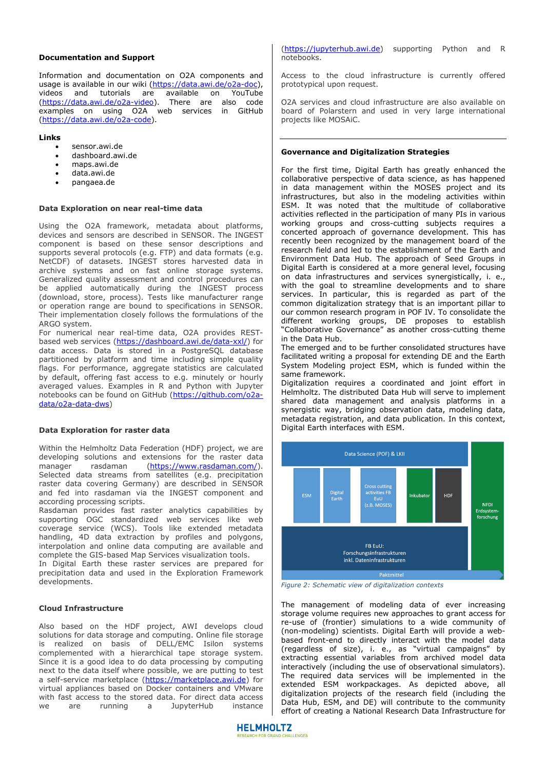### Documentation and Support

Information and documentation on O2A components and usage is available in our wiki (https://data.awi.de/o2a-doc), videos and tutorials are available on YouTube (https://data.awi.de/o2a-video). There are also code examples on using O2A web services in GitHub (https://data.awi.de/o2a-code).

### Links

- sensor.awi.de
- dashboard.awi.de
- maps.awi.de
- data.awi.de
- pangaea.de

### Data Exploration on near real-time data

Using the O2A framework, metadata about platforms, devices and sensors are described in SENSOR. The INGEST component is based on these sensor descriptions and supports several protocols (e.g. FTP) and data formats (e.g. NetCDF) of datasets. INGEST stores harvested data in archive systems and on fast online storage systems. Generalized quality assessment and control procedures can be applied automatically during the INGEST process (download, store, process). Tests like manufacturer range or operation range are bound to specifications in SENSOR. Their implementation closely follows the formulations of the ARGO system.
For numerical near real-time data, O2A provides REST-based web services (https://dashboard.awi.de/data-xxl/) for data access. Data is stored in a PostgreSQL database partitioned by platform and time including simple quality flags. For performance, aggregate statistics are calculated by default, offering fast access to e.g. minutely or hourly averaged values. Examples in R and Python with Jupyter notebooks can be found on GitHub (https://github.com/o2a-data/o2a-data-dws)

### Data Exploration for raster data

Within the Helmholtz Data Federation (HDF) project, we are developing solutions and extensions for the raster data manager rasdaman (https://www.rasdaman.com/). Selected data streams from satellites (e.g. precipitation raster data covering Germany) are described in SENSOR and fed into rasdaman via the INGEST component and according processing scripts.
Rasdaman provides fast raster analytics capabilities by supporting OGC standardized web services like web coverage service (WCS). Tools like extended metadata handling, 4D data extraction by profiles and polygons, interpolation and online data computing are available and complete the GIS-based Map Services visualization tools.
In Digital Earth these raster services are prepared for precipitation data and used in the Exploration Framework developments.

### Cloud Infrastructure

Also based on the HDF project, AWI develops cloud solutions for data storage and computing. Online file storage is realized on basis of DELL/EMC Isilon systems complemented with a hierarchical tape storage system. Since it is a good idea to do data processing by computing next to the data itself where possible, we are putting to test a self-service marketplace (https://marketplace.awi.de) for virtual appliances based on Docker containers and VMware with fast access to the stored data. For direct data access we are running a JupyterHub instance (https://jupyterhub.awi.de) supporting Python and R notebooks.

Access to the cloud infrastructure is currently offered prototypical upon request.

O2A services and cloud infrastructure are also available on board of Polarstern and used in very large international projects like MOSAiC.

### Governance and Digitalization Strategies

For the first time, Digital Earth has greatly enhanced the collaborative perspective of data science, as has happened in data management within the MOSES project and its infrastructures, but also in the modeling activities within ESM. It was noted that the multitude of collaborative activities reflected in the participation of many PIs in various working groups and cross-cutting subjects requires a concerted approach of governance development. This has recently been recognized by the management board of the research field and led to the establishment of the Earth and Environment Data Hub. The approach of Seed Groups in Digital Earth is considered at a more general level, focusing on data infrastructures and services synergistically, i. e., with the goal to streamline developments and to share services. In particular, this is regarded as part of the common digitalization strategy that is an important pillar to our common research program in POF IV. To consolidate the different working groups, DE proposes to establish "Collaborative Governance" as another cross-cutting theme in the Data Hub.
The emerged and to be further consolidated structures have facilitated writing a proposal for extending DE and the Earth System Modeling project ESM, which is funded within the same framework.
Digitalization requires a coordinated and joint effort in Helmholtz. The distributed Data Hub will serve to implement shared data management and analysis platforms in a synergistic way, bridging observation data, modeling data, metadata registration, and data publication. In this context, Digital Earth interfaces with ESM.

*Figure 2: Schematic view of digitalization contexts*

The management of modeling data of ever increasing storage volume requires new approaches to grant access for re-use of (frontier) simulations to a wide community of (non-modeling) scientists. Digital Earth will provide a web-based front-end to directly interact with the model data (regardless of size), i. e., as "virtual campaigns" by extracting essential variables from archived model data interactively (including the use of observational simulators). The required data services will be implemented in the extended ESM workpackages. As depicted above, all digitalization projects of the research field (including the Data Hub, ESM, and DE) will contribute to the community effort of creating a National Research Data Infrastructure for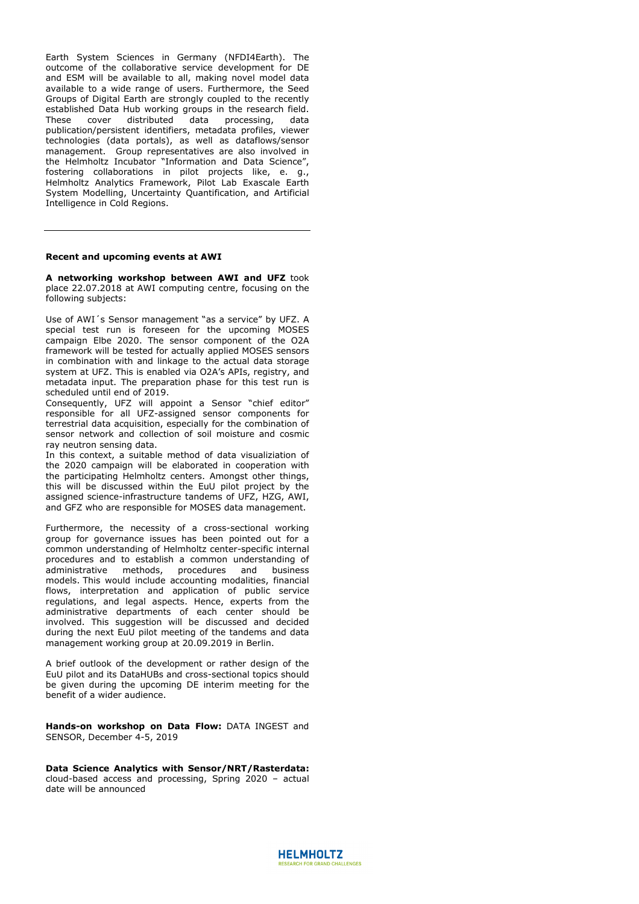Earth System Sciences in Germany (NFDI4Earth). The outcome of the collaborative service development for DE and ESM will be available to all, making novel model data available to a wide range of users. Furthermore, the Seed Groups of Digital Earth are strongly coupled to the recently established Data Hub working groups in the research field. These cover distributed data processing, data publication/persistent identifiers, metadata profiles, viewer technologies (data portals), as well as dataflows/sensor management. Group representatives are also involved in the Helmholtz Incubator "Information and Data Science", fostering collaborations in pilot projects like, e. g., Helmholtz Analytics Framework, Pilot Lab Exascale Earth System Modelling, Uncertainty Quantification, and Artificial Intelligence in Cold Regions.

---

**Recent and upcoming events at AWI**

**A networking workshop between AWI and UFZ** took place 22.07.2018 at AWI computing centre, focusing on the following subjects:

Use of AWI´s Sensor management "as a service" by UFZ. A special test run is foreseen for the upcoming MOSES campaign Elbe 2020. The sensor component of the O2A framework will be tested for actually applied MOSES sensors in combination with and linkage to the actual data storage system at UFZ. This is enabled via O2A's APIs, registry, and metadata input. The preparation phase for this test run is scheduled until end of 2019.
Consequently, UFZ will appoint a Sensor "chief editor" responsible for all UFZ-assigned sensor components for terrestrial data acquisition, especially for the combination of sensor network and collection of soil moisture and cosmic ray neutron sensing data.
In this context, a suitable method of data visualiziation of the 2020 campaign will be elaborated in cooperation with the participating Helmholtz centers. Amongst other things, this will be discussed within the EuU pilot project by the assigned science-infrastructure tandems of UFZ, HZG, AWI, and GFZ who are responsible for MOSES data management.

Furthermore, the necessity of a cross-sectional working group for governance issues has been pointed out for a common understanding of Helmholtz center-specific internal procedures and to establish a common understanding of administrative methods, procedures and business models. This would include accounting modalities, financial flows, interpretation and application of public service regulations, and legal aspects. Hence, experts from the administrative departments of each center should be involved. This suggestion will be discussed and decided during the next EuU pilot meeting of the tandems and data management working group at 20.09.2019 in Berlin.

A brief outlook of the development or rather design of the EuU pilot and its DataHUBs and cross-sectional topics should be given during the upcoming DE interim meeting for the benefit of a wider audience.

**Hands-on workshop on Data Flow:** DATA INGEST and SENSOR, December 4-5, 2019

**Data Science Analytics with Sensor/NRT/Rasterdata:** cloud-based access and processing, Spring 2020 – actual date will be announced